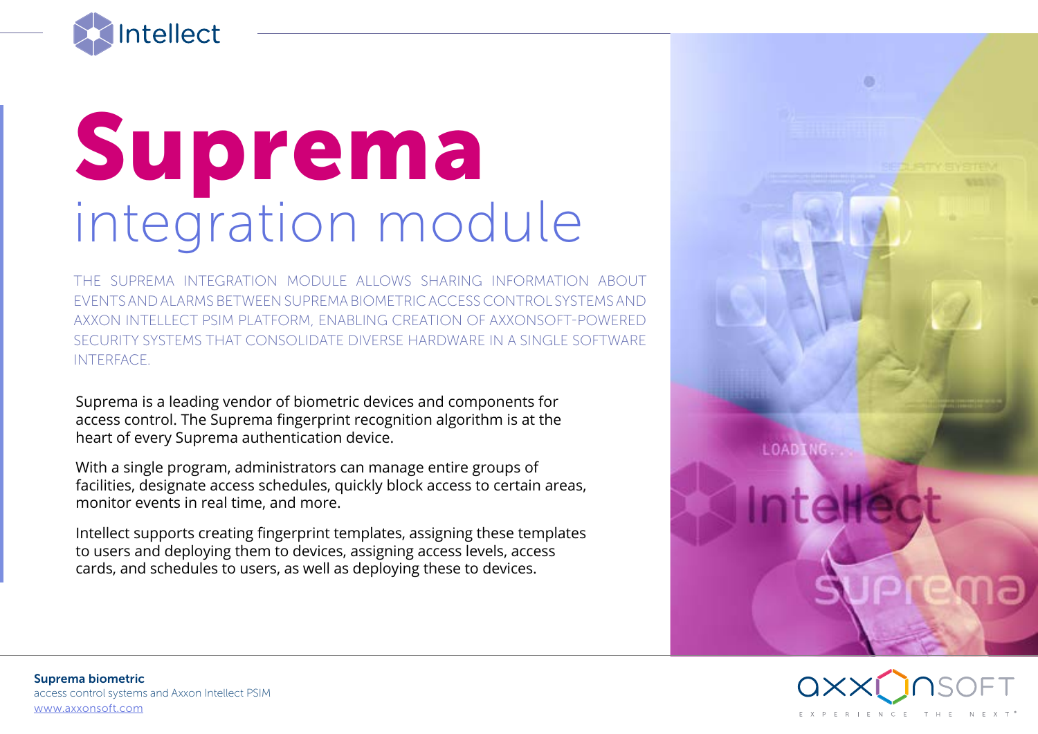# Suprema

## integration module

THE SUPREMA INTEGRATION MODULE ALLOWS SHARING INFORMATION ABOUT EVENTS AND ALARMS BETWEEN SUPREMA BIOMETRIC ACCESS CONTROL SYSTEMS AND AXXON INTELLECT PSIM PLATFORM, ENABLING CREATION OF AXXONSOFT-POWERED SECURITY SYSTEMS THAT CONSOLIDATE DIVERSE HARDWARE IN A SINGLE SOFTWARE INTERFACE.

Suprema is a leading vendor of biometric devices and components for access control. The Suprema fingerprint recognition algorithm is at the heart of every Suprema authentication device.

With a single program, administrators can manage entire groups of facilities, designate access schedules, quickly block access to certain areas, monitor events in real time, and more.

Intellect supports creating fingerprint templates, assigning these templates to users and deploying them to devices, assigning access levels, access cards, and schedules to users, as well as deploying these to devices.

**Suprema biometric**
access control systems and Axxon Intellect PSIM
www.axxonsoft.com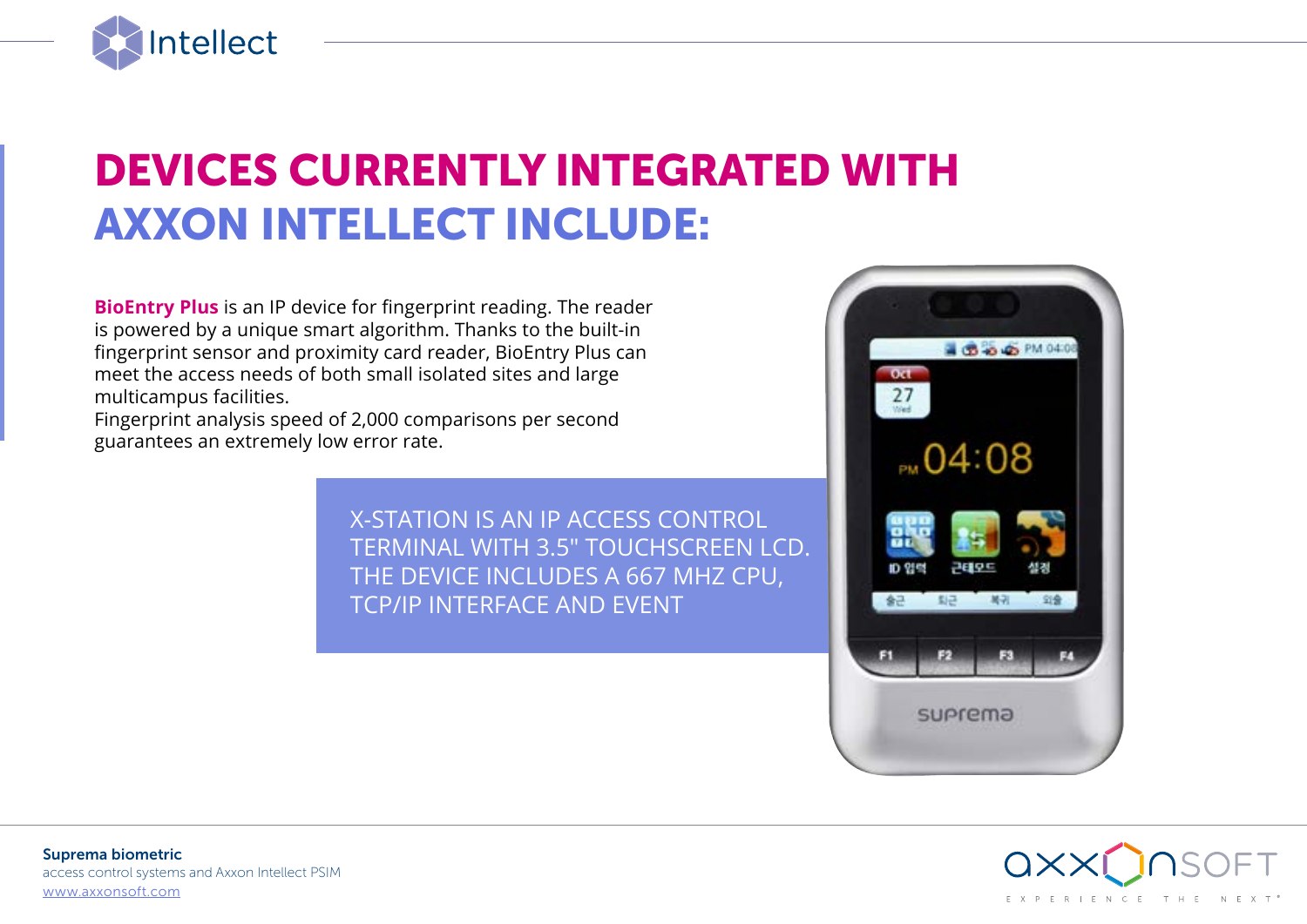# DEVICES CURRENTLY INTEGRATED WITH AXXON INTELLECT INCLUDE:

**BioEntry Plus** is an IP device for fingerprint reading. The reader is powered by a unique smart algorithm. Thanks to the built-in fingerprint sensor and proximity card reader, BioEntry Plus can meet the access needs of both small isolated sites and large multicampus facilities.
Fingerprint analysis speed of 2,000 comparisons per second guarantees an extremely low error rate.

X-STATION IS AN IP ACCESS CONTROL TERMINAL WITH 3.5" TOUCHSCREEN LCD. THE DEVICE INCLUDES A 667 MHZ CPU, TCP/IP INTERFACE AND EVENT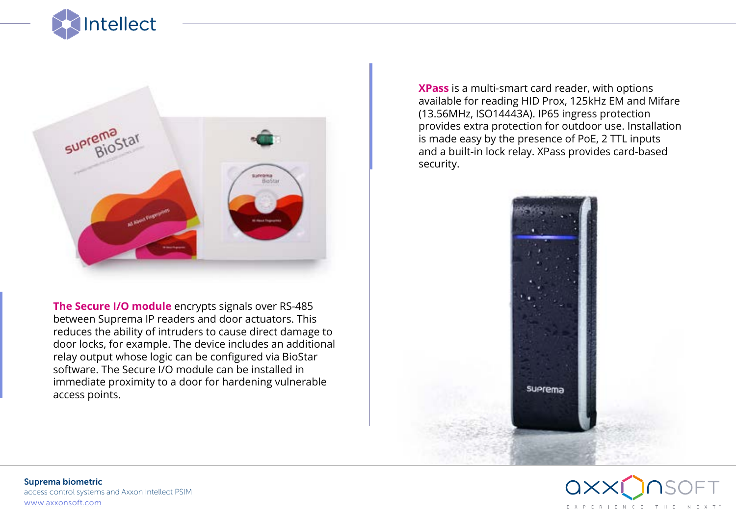**The Secure I/O module** encrypts signals over RS-485 between Suprema IP readers and door actuators. This reduces the ability of intruders to cause direct damage to door locks, for example. The device includes an additional relay output whose logic can be configured via BioStar software. The Secure I/O module can be installed in immediate proximity to a door for hardening vulnerable access points.

**XPass** is a multi-smart card reader, with options available for reading HID Prox, 125kHz EM and Mifare (13.56MHz, ISO14443A). IP65 ingress protection provides extra protection for outdoor use. Installation is made easy by the presence of PoE, 2 TTL inputs and a built-in lock relay. XPass provides card-based security.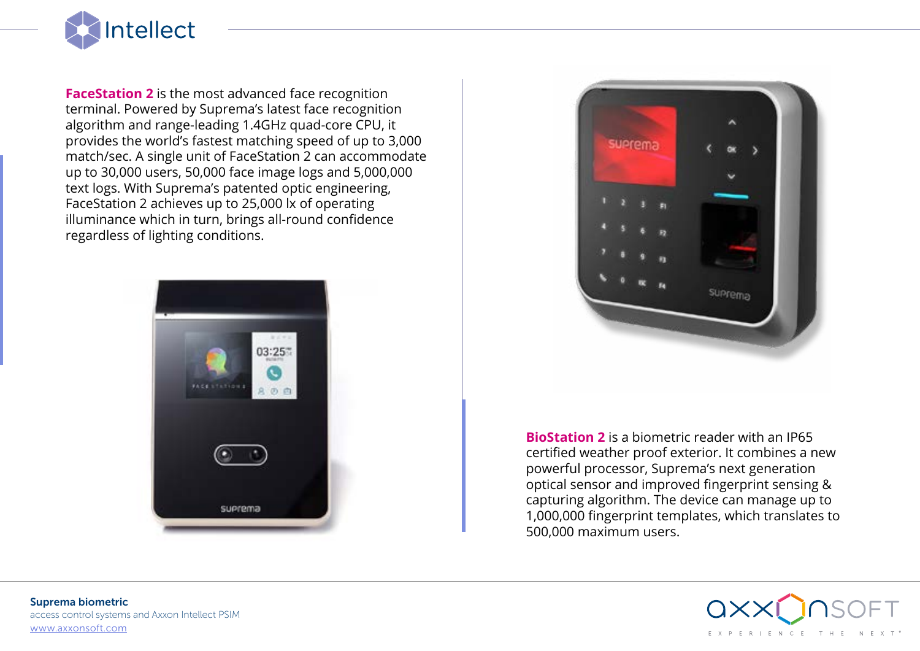**FaceStation 2** is the most advanced face recognition terminal. Powered by Suprema's latest face recognition algorithm and range-leading 1.4GHz quad-core CPU, it provides the world's fastest matching speed of up to 3,000 match/sec. A single unit of FaceStation 2 can accommodate up to 30,000 users, 50,000 face image logs and 5,000,000 text logs. With Suprema's patented optic engineering, FaceStation 2 achieves up to 25,000 lx of operating illuminance which in turn, brings all-round confidence regardless of lighting conditions.

**BioStation 2** is a biometric reader with an IP65 certified weather proof exterior. It combines a new powerful processor, Suprema's next generation optical sensor and improved fingerprint sensing & capturing algorithm. The device can manage up to 1,000,000 fingerprint templates, which translates to 500,000 maximum users.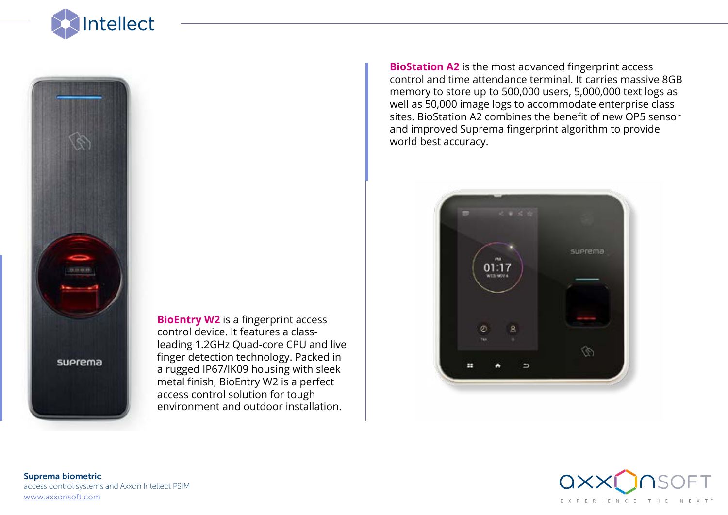**BioStation A2** is the most advanced fingerprint access control and time attendance terminal. It carries massive 8GB memory to store up to 500,000 users, 5,000,000 text logs as well as 50,000 image logs to accommodate enterprise class sites. BioStation A2 combines the benefit of new OP5 sensor and improved Suprema fingerprint algorithm to provide world best accuracy.

**BioEntry W2** is a fingerprint access control device. It features a class-leading 1.2GHz Quad-core CPU and live finger detection technology. Packed in a rugged IP67/IK09 housing with sleek metal finish, BioEntry W2 is a perfect access control solution for tough environment and outdoor installation.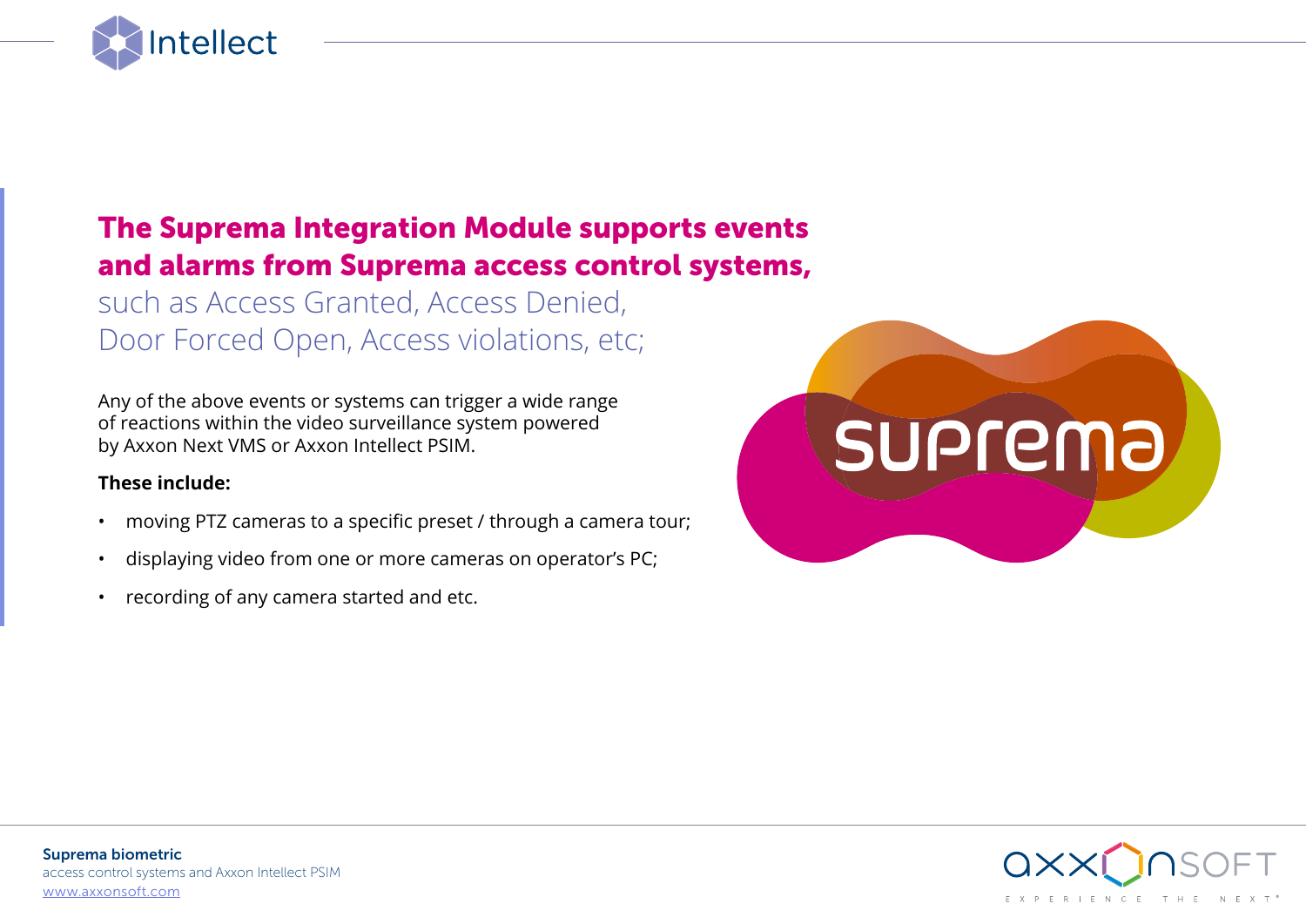## The Suprema Integration Module supports events and alarms from Suprema access control systems,

such as Access Granted, Access Denied, Door Forced Open, Access violations, etc;

Any of the above events or systems can trigger a wide range of reactions within the video surveillance system powered by Axxon Next VMS or Axxon Intellect PSIM.

**These include:**

- moving PTZ cameras to a specific preset / through a camera tour;
- displaying video from one or more cameras on operator's PC;
- recording of any camera started and etc.